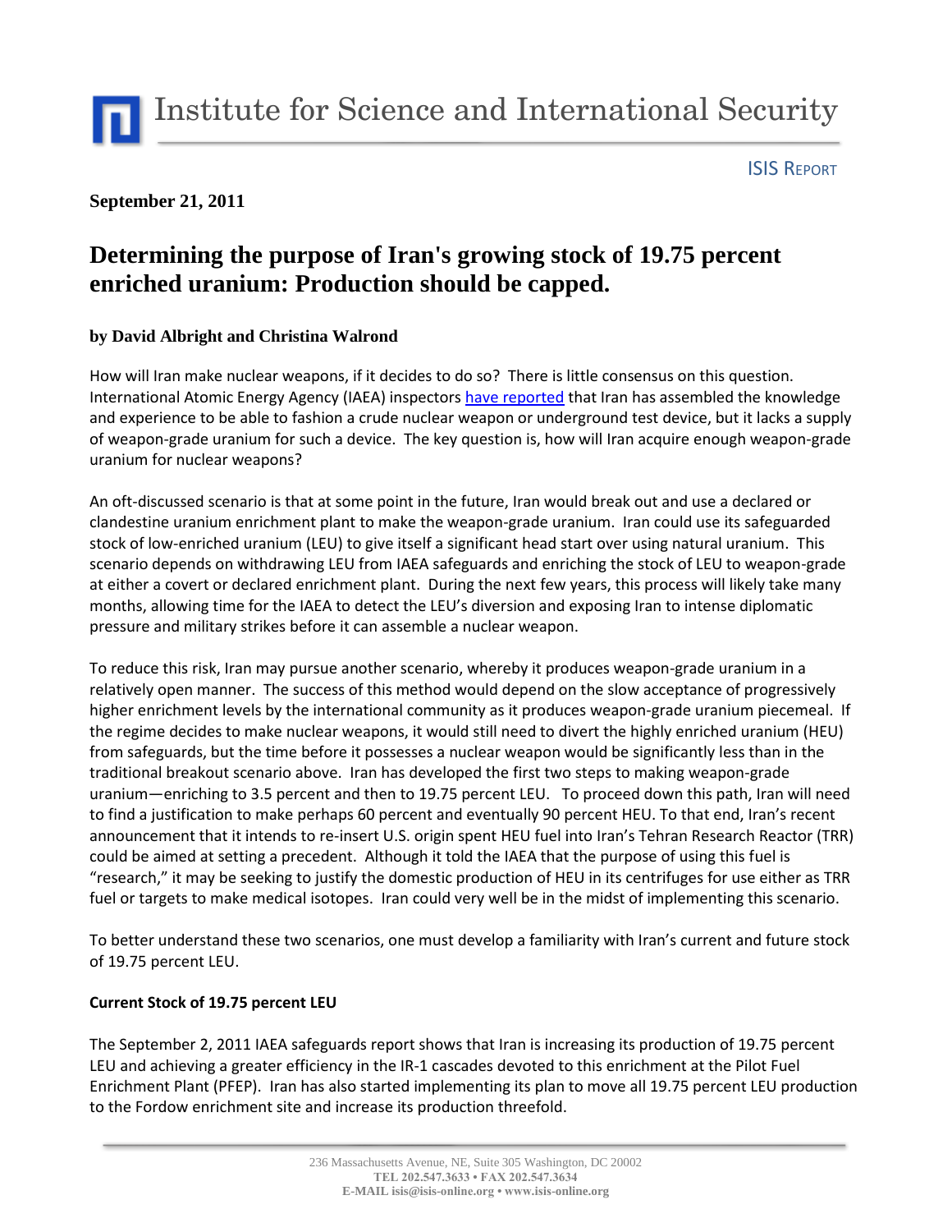Institute for Science and International Security

ISIS REPORT

**September 21, 2011**

# Determining the purpose of Iran's growing stock of 19.75 percent enriched uranium: Production should be capped.

**by David Albright and Christina Walrond**

How will Iran make nuclear weapons, if it decides to do so? There is little consensus on this question. International Atomic Energy Agency (IAEA) inspectors have reported that Iran has assembled the knowledge and experience to be able to fashion a crude nuclear weapon or underground test device, but it lacks a supply of weapon-grade uranium for such a device. The key question is, how will Iran acquire enough weapon-grade uranium for nuclear weapons?

An oft-discussed scenario is that at some point in the future, Iran would break out and use a declared or clandestine uranium enrichment plant to make the weapon-grade uranium. Iran could use its safeguarded stock of low-enriched uranium (LEU) to give itself a significant head start over using natural uranium. This scenario depends on withdrawing LEU from IAEA safeguards and enriching the stock of LEU to weapon-grade at either a covert or declared enrichment plant. During the next few years, this process will likely take many months, allowing time for the IAEA to detect the LEU's diversion and exposing Iran to intense diplomatic pressure and military strikes before it can assemble a nuclear weapon.

To reduce this risk, Iran may pursue another scenario, whereby it produces weapon-grade uranium in a relatively open manner. The success of this method would depend on the slow acceptance of progressively higher enrichment levels by the international community as it produces weapon-grade uranium piecemeal. If the regime decides to make nuclear weapons, it would still need to divert the highly enriched uranium (HEU) from safeguards, but the time before it possesses a nuclear weapon would be significantly less than in the traditional breakout scenario above. Iran has developed the first two steps to making weapon-grade uranium—enriching to 3.5 percent and then to 19.75 percent LEU. To proceed down this path, Iran will need to find a justification to make perhaps 60 percent and eventually 90 percent HEU. To that end, Iran's recent announcement that it intends to re-insert U.S. origin spent HEU fuel into Iran's Tehran Research Reactor (TRR) could be aimed at setting a precedent. Although it told the IAEA that the purpose of using this fuel is "research," it may be seeking to justify the domestic production of HEU in its centrifuges for use either as TRR fuel or targets to make medical isotopes. Iran could very well be in the midst of implementing this scenario.

To better understand these two scenarios, one must develop a familiarity with Iran's current and future stock of 19.75 percent LEU.

**Current Stock of 19.75 percent LEU**

The September 2, 2011 IAEA safeguards report shows that Iran is increasing its production of 19.75 percent LEU and achieving a greater efficiency in the IR-1 cascades devoted to this enrichment at the Pilot Fuel Enrichment Plant (PFEP). Iran has also started implementing its plan to move all 19.75 percent LEU production to the Fordow enrichment site and increase its production threefold.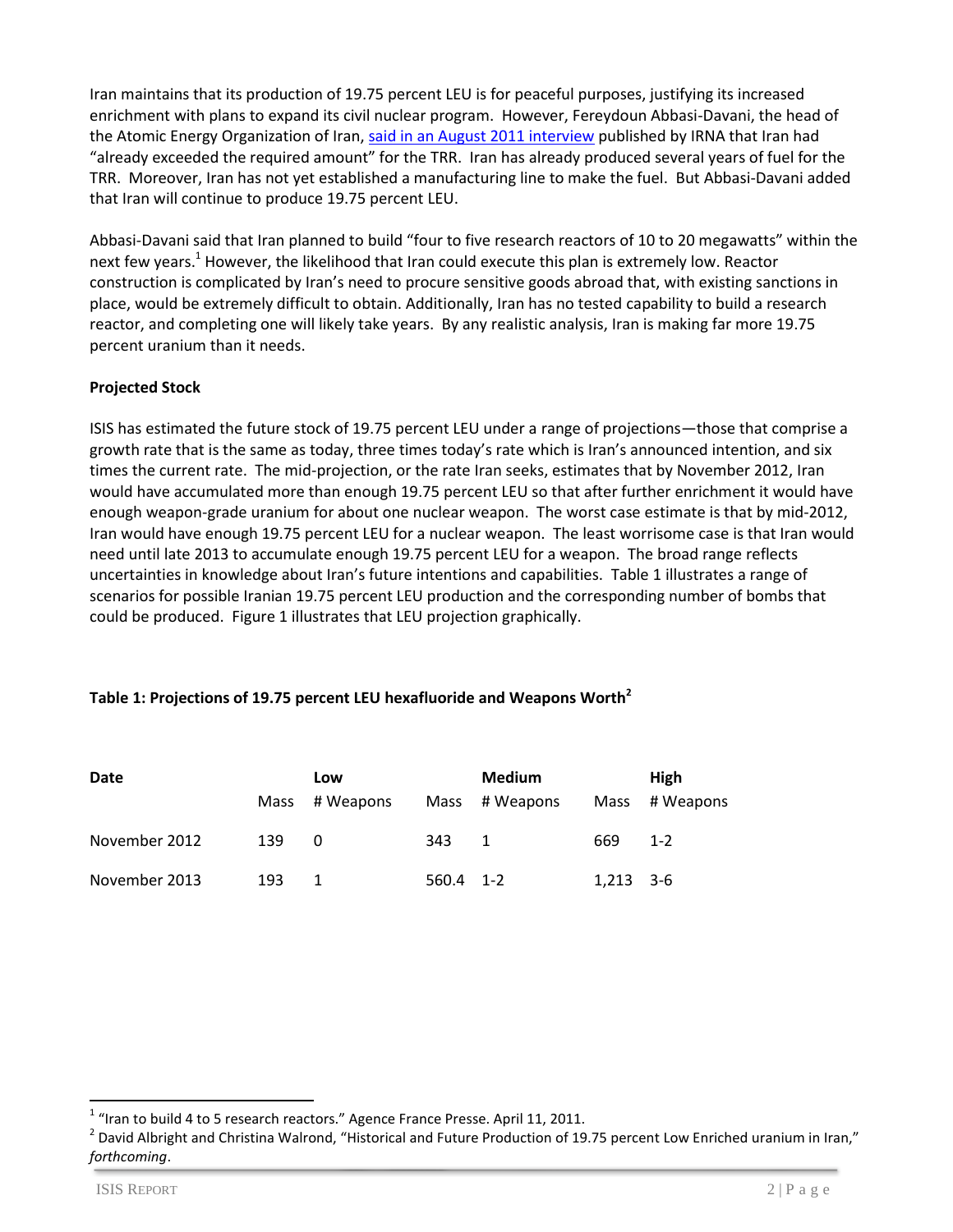Iran maintains that its production of 19.75 percent LEU is for peaceful purposes, justifying its increased enrichment with plans to expand its civil nuclear program. However, Fereydoun Abbasi-Davani, the head of the Atomic Energy Organization of Iran, said in an August 2011 interview published by IRNA that Iran had "already exceeded the required amount" for the TRR. Iran has already produced several years of fuel for the TRR. Moreover, Iran has not yet established a manufacturing line to make the fuel. But Abbasi-Davani added that Iran will continue to produce 19.75 percent LEU.

Abbasi-Davani said that Iran planned to build "four to five research reactors of 10 to 20 megawatts" within the next few years.[1] However, the likelihood that Iran could execute this plan is extremely low. Reactor construction is complicated by Iran's need to procure sensitive goods abroad that, with existing sanctions in place, would be extremely difficult to obtain. Additionally, Iran has no tested capability to build a research reactor, and completing one will likely take years. By any realistic analysis, Iran is making far more 19.75 percent uranium than it needs.

**Projected Stock**

ISIS has estimated the future stock of 19.75 percent LEU under a range of projections—those that comprise a growth rate that is the same as today, three times today's rate which is Iran's announced intention, and six times the current rate. The mid-projection, or the rate Iran seeks, estimates that by November 2012, Iran would have accumulated more than enough 19.75 percent LEU so that after further enrichment it would have enough weapon-grade uranium for about one nuclear weapon. The worst case estimate is that by mid-2012, Iran would have enough 19.75 percent LEU for a nuclear weapon. The least worrisome case is that Iran would need until late 2013 to accumulate enough 19.75 percent LEU for a weapon. The broad range reflects uncertainties in knowledge about Iran's future intentions and capabilities. Table 1 illustrates a range of scenarios for possible Iranian 19.75 percent LEU production and the corresponding number of bombs that could be produced. Figure 1 illustrates that LEU projection graphically.

**Table 1: Projections of 19.75 percent LEU hexafluoride and Weapons Worth[2]**

| Date | Low | | Medium | | High | |
|---|---|---|---|---|---|---|
| | Mass | # Weapons | Mass | # Weapons | Mass | # Weapons |
| November 2012 | 139 | 0 | 343 | 1 | 669 | 1-2 |
| November 2013 | 193 | 1 | 560.4 | 1-2 | 1,213 | 3-6 |

[1] "Iran to build 4 to 5 research reactors." Agence France Presse. April 11, 2011.

[2] David Albright and Christina Walrond, "Historical and Future Production of 19.75 percent Low Enriched uranium in Iran," *forthcoming*.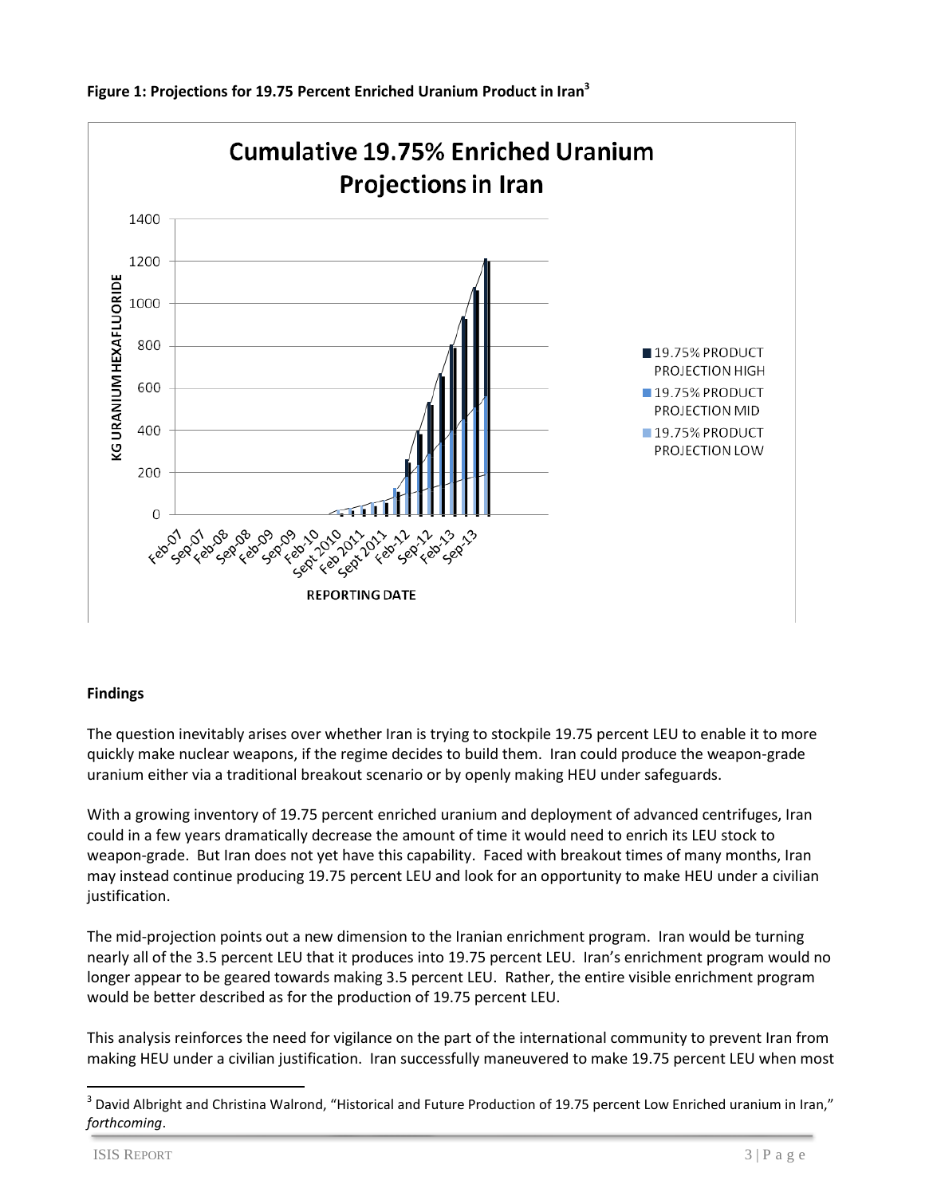**Figure 1: Projections for 19.75 Percent Enriched Uranium Product in Iran**[3]

## Findings

The question inevitably arises over whether Iran is trying to stockpile 19.75 percent LEU to enable it to more quickly make nuclear weapons, if the regime decides to build them. Iran could produce the weapon-grade uranium either via a traditional breakout scenario or by openly making HEU under safeguards.

With a growing inventory of 19.75 percent enriched uranium and deployment of advanced centrifuges, Iran could in a few years dramatically decrease the amount of time it would need to enrich its LEU stock to weapon-grade. But Iran does not yet have this capability. Faced with breakout times of many months, Iran may instead continue producing 19.75 percent LEU and look for an opportunity to make HEU under a civilian justification.

The mid-projection points out a new dimension to the Iranian enrichment program. Iran would be turning nearly all of the 3.5 percent LEU that it produces into 19.75 percent LEU. Iran's enrichment program would no longer appear to be geared towards making 3.5 percent LEU. Rather, the entire visible enrichment program would be better described as for the production of 19.75 percent LEU.

This analysis reinforces the need for vigilance on the part of the international community to prevent Iran from making HEU under a civilian justification. Iran successfully maneuvered to make 19.75 percent LEU when most

---

[3] David Albright and Christina Walrond, "Historical and Future Production of 19.75 percent Low Enriched uranium in Iran," *forthcoming*.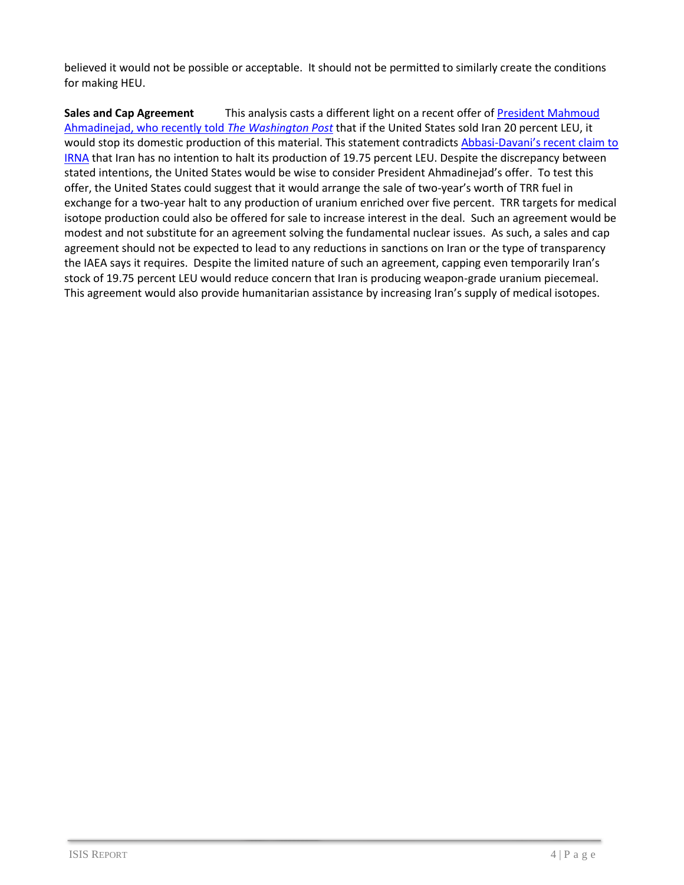believed it would not be possible or acceptable. It should not be permitted to similarly create the conditions for making HEU.

**Sales and Cap Agreement** This analysis casts a different light on a recent offer of President Mahmoud Ahmadinejad, who recently told *The Washington Post* that if the United States sold Iran 20 percent LEU, it would stop its domestic production of this material. This statement contradicts Abbasi-Davani's recent claim to IRNA that Iran has no intention to halt its production of 19.75 percent LEU. Despite the discrepancy between stated intentions, the United States would be wise to consider President Ahmadinejad's offer. To test this offer, the United States could suggest that it would arrange the sale of two-year's worth of TRR fuel in exchange for a two-year halt to any production of uranium enriched over five percent. TRR targets for medical isotope production could also be offered for sale to increase interest in the deal. Such an agreement would be modest and not substitute for an agreement solving the fundamental nuclear issues. As such, a sales and cap agreement should not be expected to lead to any reductions in sanctions on Iran or the type of transparency the IAEA says it requires. Despite the limited nature of such an agreement, capping even temporarily Iran's stock of 19.75 percent LEU would reduce concern that Iran is producing weapon-grade uranium piecemeal. This agreement would also provide humanitarian assistance by increasing Iran's supply of medical isotopes.